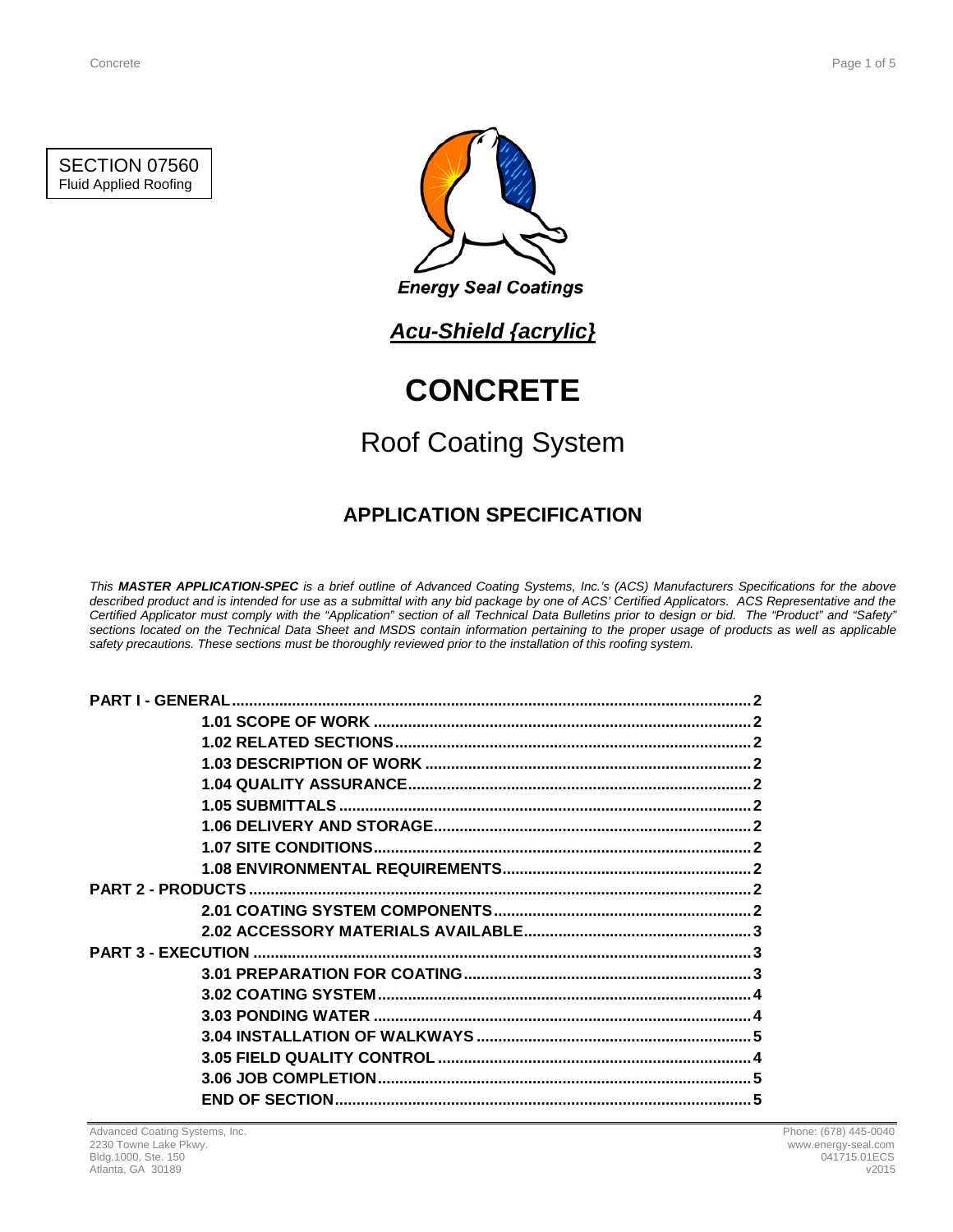SECTION 07560
Fluid Applied Roofing

Energy Seal Coatings

***Acu-Shield {acrylic}***

# CONCRETE

## Roof Coating System

### APPLICATION SPECIFICATION

*This **MASTER APPLICATION-SPEC** is a brief outline of Advanced Coating Systems, Inc.'s (ACS) Manufacturers Specifications for the above described product and is intended for use as a submittal with any bid package by one of ACS' Certified Applicators. ACS Representative and the Certified Applicator must comply with the "Application" section of all Technical Data Bulletins prior to design or bid. The "Product" and "Safety" sections located on the Technical Data Sheet and MSDS contain information pertaining to the proper usage of products as well as applicable safety precautions. These sections must be thoroughly reviewed prior to the installation of this roofing system.*

| | |
|---|---|
| **PART I - GENERAL** | **2** |
| **1.01 SCOPE OF WORK** | **2** |
| **1.02 RELATED SECTIONS** | **2** |
| **1.03 DESCRIPTION OF WORK** | **2** |
| **1.04 QUALITY ASSURANCE** | **2** |
| **1.05 SUBMITTALS** | **2** |
| **1.06 DELIVERY AND STORAGE** | **2** |
| **1.07 SITE CONDITIONS** | **2** |
| **1.08 ENVIRONMENTAL REQUIREMENTS** | **2** |
| **PART 2 - PRODUCTS** | **2** |
| **2.01 COATING SYSTEM COMPONENTS** | **2** |
| **2.02 ACCESSORY MATERIALS AVAILABLE** | **3** |
| **PART 3 - EXECUTION** | **3** |
| **3.01 PREPARATION FOR COATING** | **3** |
| **3.02 COATING SYSTEM** | **4** |
| **3.03 PONDING WATER** | **4** |
| **3.04 INSTALLATION OF WALKWAYS** | **5** |
| **3.05 FIELD QUALITY CONTROL** | **4** |
| **3.06 JOB COMPLETION** | **5** |
| **END OF SECTION** | **5** |

Advanced Coating Systems, Inc.
2230 Towne Lake Pkwy.
Bldg.1000, Ste. 150
Atlanta, GA 30189

Phone: (678) 445-0040
www.energy-seal.com
041715.01ECS
v2015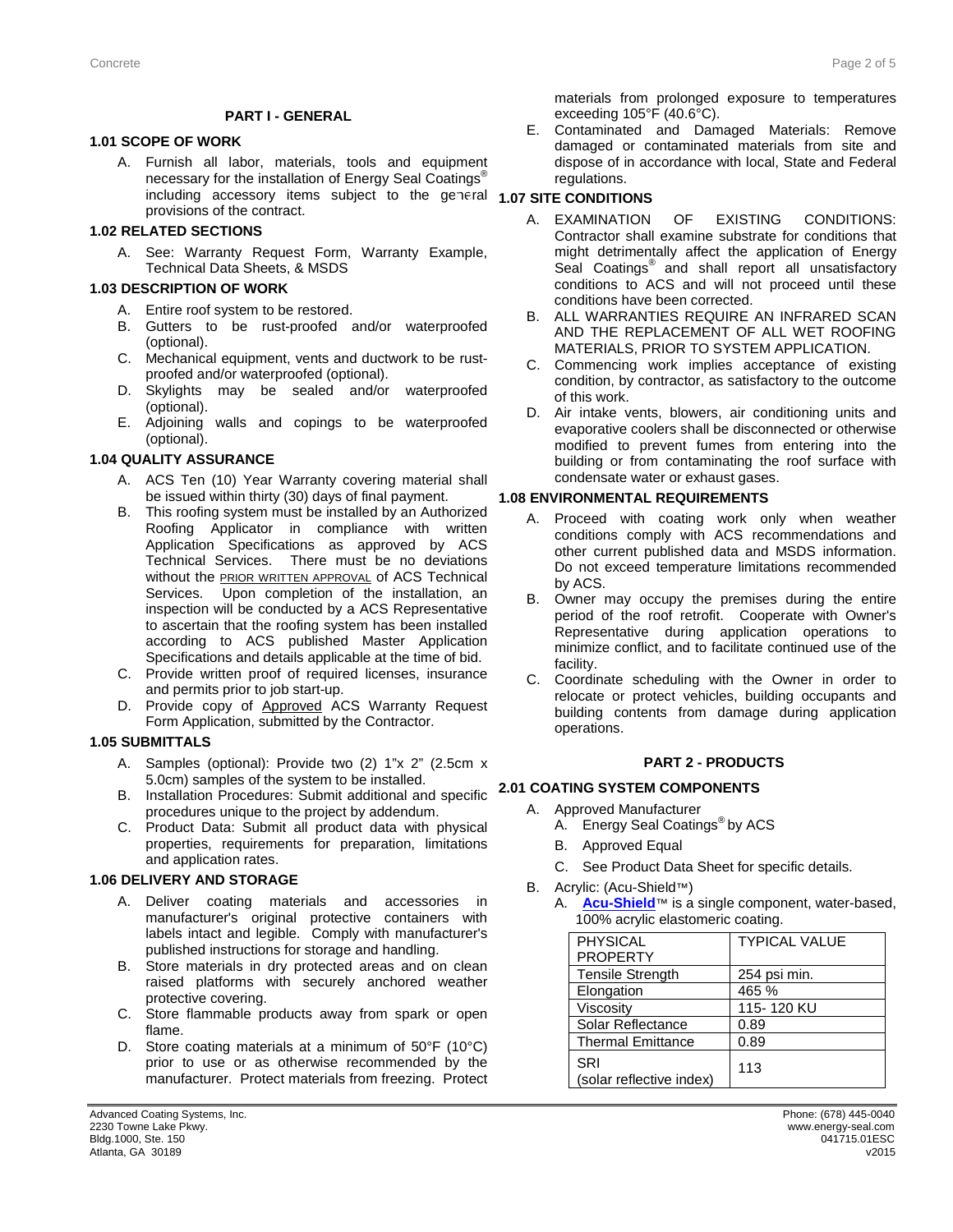## PART I - GENERAL

### 1.01 SCOPE OF WORK

A. Furnish all labor, materials, tools and equipment necessary for the installation of Energy Seal Coatings® including accessory items subject to the general provisions of the contract.

### 1.02 RELATED SECTIONS

A. See: Warranty Request Form, Warranty Example, Technical Data Sheets, & MSDS

### 1.03 DESCRIPTION OF WORK

A. Entire roof system to be restored.
B. Gutters to be rust-proofed and/or waterproofed (optional).
C. Mechanical equipment, vents and ductwork to be rust-proofed and/or waterproofed (optional).
D. Skylights may be sealed and/or waterproofed (optional).
E. Adjoining walls and copings to be waterproofed (optional).

### 1.04 QUALITY ASSURANCE

A. ACS Ten (10) Year Warranty covering material shall be issued within thirty (30) days of final payment.
B. This roofing system must be installed by an Authorized Roofing Applicator in compliance with written Application Specifications as approved by ACS Technical Services. There must be no deviations without the PRIOR WRITTEN APPROVAL of ACS Technical Services. Upon completion of the installation, an inspection will be conducted by a ACS Representative to ascertain that the roofing system has been installed according to ACS published Master Application Specifications and details applicable at the time of bid.
C. Provide written proof of required licenses, insurance and permits prior to job start-up.
D. Provide copy of Approved ACS Warranty Request Form Application, submitted by the Contractor.

### 1.05 SUBMITTALS

A. Samples (optional): Provide two (2) 1"x 2" (2.5cm x 5.0cm) samples of the system to be installed.
B. Installation Procedures: Submit additional and specific procedures unique to the project by addendum.
C. Product Data: Submit all product data with physical properties, requirements for preparation, limitations and application rates.

### 1.06 DELIVERY AND STORAGE

A. Deliver coating materials and accessories in manufacturer's original protective containers with labels intact and legible. Comply with manufacturer's published instructions for storage and handling.
B. Store materials in dry protected areas and on clean raised platforms with securely anchored weather protective covering.
C. Store flammable products away from spark or open flame.
D. Store coating materials at a minimum of 50°F (10°C) prior to use or as otherwise recommended by the manufacturer. Protect materials from freezing. Protect materials from prolonged exposure to temperatures exceeding 105°F (40.6°C).
E. Contaminated and Damaged Materials: Remove damaged or contaminated materials from site and dispose of in accordance with local, State and Federal regulations.

### 1.07 SITE CONDITIONS

A. EXAMINATION OF EXISTING CONDITIONS: Contractor shall examine substrate for conditions that might detrimentally affect the application of Energy Seal Coatings® and shall report all unsatisfactory conditions to ACS and will not proceed until these conditions have been corrected.
B. ALL WARRANTIES REQUIRE AN INFRARED SCAN AND THE REPLACEMENT OF ALL WET ROOFING MATERIALS, PRIOR TO SYSTEM APPLICATION.
C. Commencing work implies acceptance of existing condition, by contractor, as satisfactory to the outcome of this work.
D. Air intake vents, blowers, air conditioning units and evaporative coolers shall be disconnected or otherwise modified to prevent fumes from entering into the building or from contaminating the roof surface with condensate water or exhaust gases.

### 1.08 ENVIRONMENTAL REQUIREMENTS

A. Proceed with coating work only when weather conditions comply with ACS recommendations and other current published data and MSDS information. Do not exceed temperature limitations recommended by ACS.
B. Owner may occupy the premises during the entire period of the roof retrofit. Cooperate with Owner's Representative during application operations to minimize conflict, and to facilitate continued use of the facility.
C. Coordinate scheduling with the Owner in order to relocate or protect vehicles, building occupants and building contents from damage during application operations.

## PART 2 - PRODUCTS

### 2.01 COATING SYSTEM COMPONENTS

A. Approved Manufacturer
   A. Energy Seal Coatings® by ACS
   B. Approved Equal
   C. See Product Data Sheet for specific details.
B. Acrylic: (Acu-Shield™)
   A. **Acu-Shield**™ is a single component, water-based, 100% acrylic elastomeric coating.

| PHYSICAL PROPERTY | TYPICAL VALUE |
|---|---|
| Tensile Strength | 254 psi min. |
| Elongation | 465 % |
| Viscosity | 115- 120 KU |
| Solar Reflectance | 0.89 |
| Thermal Emittance | 0.89 |
| SRI (solar reflective index) | 113 |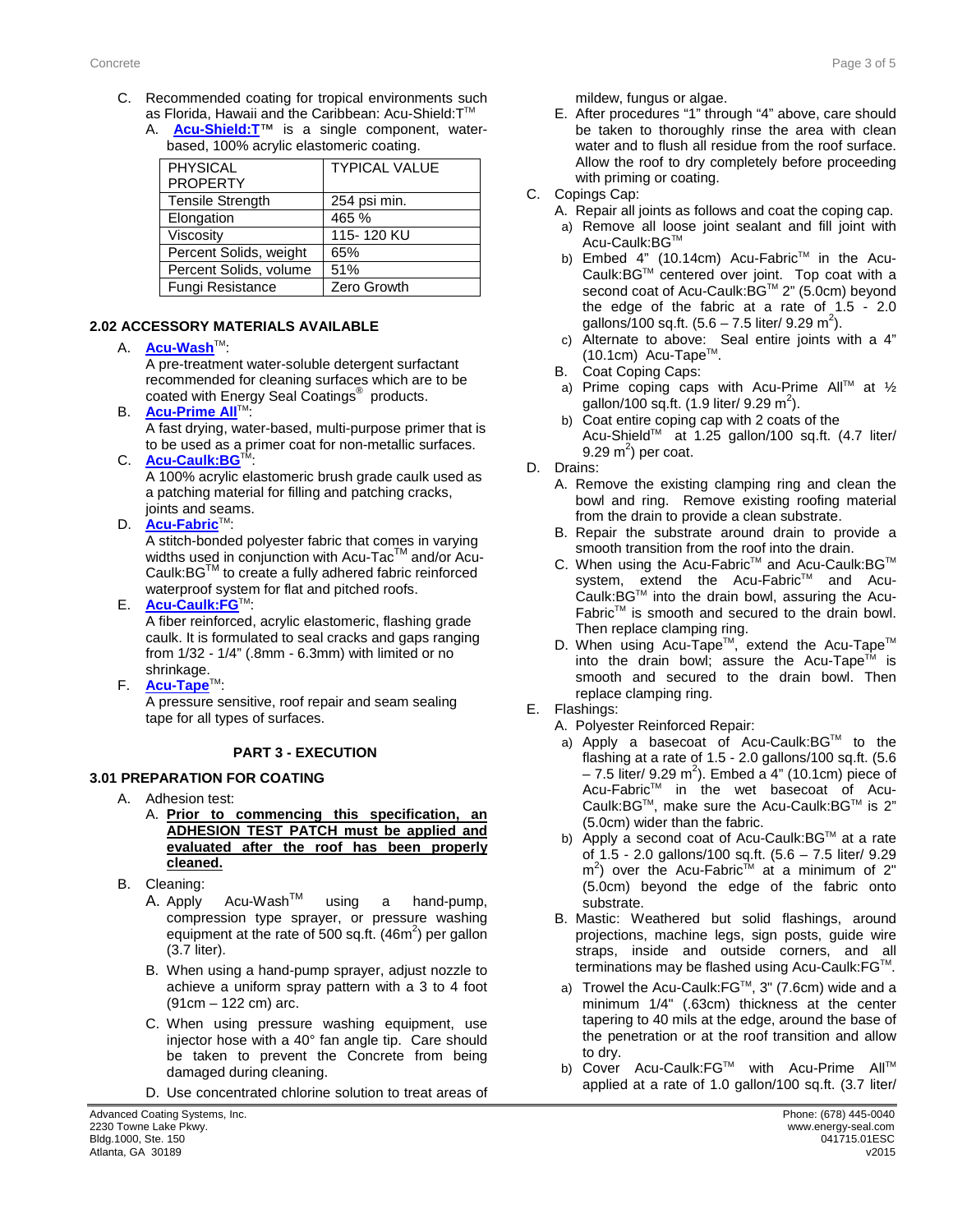C. Recommended coating for tropical environments such as Florida, Hawaii and the Caribbean: Acu-Shield:T™

A. **Acu-Shield:T**™ is a single component, water-based, 100% acrylic elastomeric coating.

| PHYSICAL PROPERTY | TYPICAL VALUE |
|---|---|
| Tensile Strength | 254 psi min. |
| Elongation | 465 % |
| Viscosity | 115- 120 KU |
| Percent Solids, weight | 65% |
| Percent Solids, volume | 51% |
| Fungi Resistance | Zero Growth |

### 2.02 ACCESSORY MATERIALS AVAILABLE

A. **Acu-Wash**™:
A pre-treatment water-soluble detergent surfactant recommended for cleaning surfaces which are to be coated with Energy Seal Coatings® products.

B. **Acu-Prime All**™:
A fast drying, water-based, multi-purpose primer that is to be used as a primer coat for non-metallic surfaces.

C. **Acu-Caulk:BG**™:
A 100% acrylic elastomeric brush grade caulk used as a patching material for filling and patching cracks, joints and seams.

D. **Acu-Fabric**™:
A stitch-bonded polyester fabric that comes in varying widths used in conjunction with Acu-Tac™ and/or Acu-Caulk:BG™ to create a fully adhered fabric reinforced waterproof system for flat and pitched roofs.

E. **Acu-Caulk:FG**™:
A fiber reinforced, acrylic elastomeric, flashing grade caulk. It is formulated to seal cracks and gaps ranging from 1/32 - 1/4" (.8mm - 6.3mm) with limited or no shrinkage.

F. **Acu-Tape**™:
A pressure sensitive, roof repair and seam sealing tape for all types of surfaces.

## PART 3 - EXECUTION

### 3.01 PREPARATION FOR COATING

A. Adhesion test:

A. **Prior to commencing this specification, an ADHESION TEST PATCH must be applied and evaluated after the roof has been properly cleaned.**

B. Cleaning:

A. Apply Acu-Wash™ using a hand-pump, compression type sprayer, or pressure washing equipment at the rate of 500 sq.ft. (46m²) per gallon (3.7 liter).

B. When using a hand-pump sprayer, adjust nozzle to achieve a uniform spray pattern with a 3 to 4 foot (91cm – 122 cm) arc.

C. When using pressure washing equipment, use injector hose with a 40° fan angle tip. Care should be taken to prevent the Concrete from being damaged during cleaning.

D. Use concentrated chlorine solution to treat areas of mildew, fungus or algae.

E. After procedures "1" through "4" above, care should be taken to thoroughly rinse the area with clean water and to flush all residue from the roof surface. Allow the roof to dry completely before proceeding with priming or coating.

C. Copings Cap:

A. Repair all joints as follows and coat the coping cap.

a) Remove all loose joint sealant and fill joint with Acu-Caulk:BG™

b) Embed 4" (10.14cm) Acu-Fabric™ in the Acu-Caulk:BG™ centered over joint. Top coat with a second coat of Acu-Caulk:BG™ 2" (5.0cm) beyond the edge of the fabric at a rate of 1.5 - 2.0 gallons/100 sq.ft. (5.6 – 7.5 liter/ 9.29 m²).

c) Alternate to above: Seal entire joints with a 4" (10.1cm) Acu-Tape™.

B. Coat Coping Caps:

a) Prime coping caps with Acu-Prime All™ at ½ gallon/100 sq.ft. (1.9 liter/ 9.29 m²).

b) Coat entire coping cap with 2 coats of the Acu-Shield™ at 1.25 gallon/100 sq.ft. (4.7 liter/ 9.29 m²) per coat.

D. Drains:

A. Remove the existing clamping ring and clean the bowl and ring. Remove existing roofing material from the drain to provide a clean substrate.

B. Repair the substrate around drain to provide a smooth transition from the roof into the drain.

C. When using the Acu-Fabric™ and Acu-Caulk:BG™ system, extend the Acu-Fabric™ and Acu-Caulk:BG™ into the drain bowl, assuring the Acu-Fabric™ is smooth and secured to the drain bowl. Then replace clamping ring.

D. When using Acu-Tape™, extend the Acu-Tape™ into the drain bowl; assure the Acu-Tape™ is smooth and secured to the drain bowl. Then replace clamping ring.

E. Flashings:

A. Polyester Reinforced Repair:

a) Apply a basecoat of Acu-Caulk:BG™ to the flashing at a rate of 1.5 - 2.0 gallons/100 sq.ft. (5.6 – 7.5 liter/ 9.29 m²). Embed a 4" (10.1cm) piece of Acu-Fabric™ in the wet basecoat of Acu-Caulk:BG™, make sure the Acu-Caulk:BG™ is 2" (5.0cm) wider than the fabric.

b) Apply a second coat of Acu-Caulk:BG™ at a rate of 1.5 - 2.0 gallons/100 sq.ft. (5.6 – 7.5 liter/ 9.29 m²) over the Acu-Fabric™ at a minimum of 2" (5.0cm) beyond the edge of the fabric onto substrate.

B. Mastic: Weathered but solid flashings, around projections, machine legs, sign posts, guide wire straps, inside and outside corners, and all terminations may be flashed using Acu-Caulk:FG™.

a) Trowel the Acu-Caulk:FG™, 3" (7.6cm) wide and a minimum 1/4" (.63cm) thickness at the center tapering to 40 mils at the edge, around the base of the penetration or at the roof transition and allow to dry.

b) Cover Acu-Caulk:FG™ with Acu-Prime All™ applied at a rate of 1.0 gallon/100 sq.ft. (3.7 liter/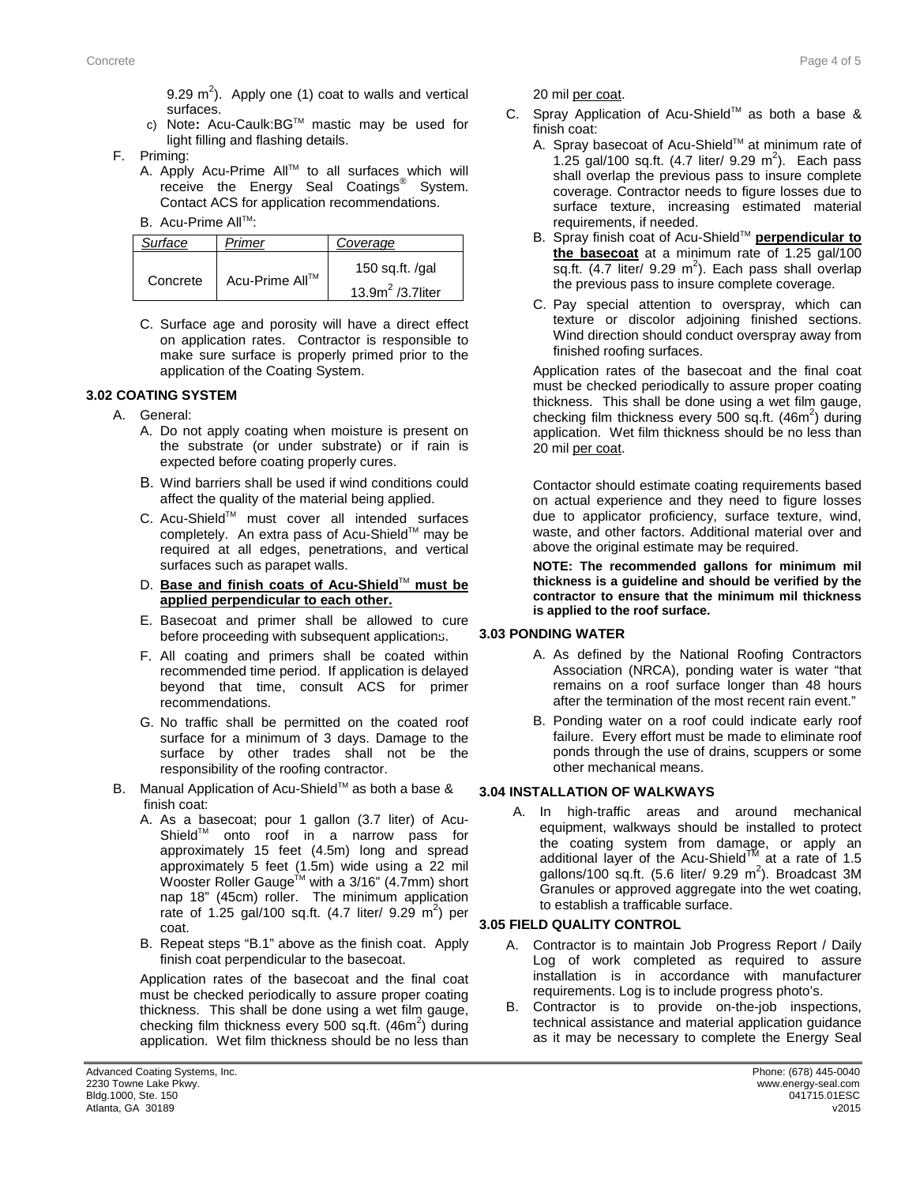9.29 $m^2$). Apply one (1) coat to walls and vertical surfaces.

c) Note**:** Acu-Caulk:BG™ mastic may be used for light filling and flashing details.

F. Priming:

A. Apply Acu-Prime All™ to all surfaces which will receive the Energy Seal Coatings® System. Contact ACS for application recommendations.

B. Acu-Prime All™:

| *Surface* | *Primer* | *Coverage* |
|---|---|---|
| Concrete | Acu-Prime All™ | 150 sq.ft. /gal<br>13.9$m^2$ /3.7liter |

C. Surface age and porosity will have a direct effect on application rates. Contractor is responsible to make sure surface is properly primed prior to the application of the Coating System.

### 3.02 COATING SYSTEM

A. General:

A. Do not apply coating when moisture is present on the substrate (or under substrate) or if rain is expected before coating properly cures.

B. Wind barriers shall be used if wind conditions could affect the quality of the material being applied.

C. Acu-Shield™ must cover all intended surfaces completely. An extra pass of Acu-Shield™ may be required at all edges, penetrations, and vertical surfaces such as parapet walls.

D. **Base and finish coats of Acu-Shield™ must be applied perpendicular to each other.**

E. Basecoat and primer shall be allowed to cure before proceeding with subsequent applications.

F. All coating and primers shall be coated within recommended time period. If application is delayed beyond that time, consult ACS for primer recommendations.

G. No traffic shall be permitted on the coated roof surface for a minimum of 3 days. Damage to the surface by other trades shall not be the responsibility of the roofing contractor.

B. Manual Application of Acu-Shield™ as both a base & finish coat:

A. As a basecoat; pour 1 gallon (3.7 liter) of Acu-Shield™ onto roof in a narrow pass for approximately 15 feet (4.5m) long and spread approximately 5 feet (1.5m) wide using a 22 mil Wooster Roller Gauge™ with a 3/16" (4.7mm) short nap 18" (45cm) roller. The minimum application rate of 1.25 gal/100 sq.ft. (4.7 liter/ 9.29 $m^2$) per coat.

B. Repeat steps "B.1" above as the finish coat. Apply finish coat perpendicular to the basecoat.

Application rates of the basecoat and the final coat must be checked periodically to assure proper coating thickness. This shall be done using a wet film gauge, checking film thickness every 500 sq.ft. (46$m^2$) during application. Wet film thickness should be no less than 20 mil per coat.

C. Spray Application of Acu-Shield™ as both a base & finish coat:

A. Spray basecoat of Acu-Shield™ at minimum rate of 1.25 gal/100 sq.ft. (4.7 liter/ 9.29 $m^2$). Each pass shall overlap the previous pass to insure complete coverage. Contractor needs to figure losses due to surface texture, increasing estimated material requirements, if needed.

B. Spray finish coat of Acu-Shield™ **perpendicular to the basecoat** at a minimum rate of 1.25 gal/100 sq.ft. (4.7 liter/ 9.29 $m^2$). Each pass shall overlap the previous pass to insure complete coverage.

C. Pay special attention to overspray, which can texture or discolor adjoining finished sections. Wind direction should conduct overspray away from finished roofing surfaces.

Application rates of the basecoat and the final coat must be checked periodically to assure proper coating thickness. This shall be done using a wet film gauge, checking film thickness every 500 sq.ft. (46$m^2$) during application. Wet film thickness should be no less than 20 mil per coat.

Contactor should estimate coating requirements based on actual experience and they need to figure losses due to applicator proficiency, surface texture, wind, waste, and other factors. Additional material over and above the original estimate may be required.

**NOTE: The recommended gallons for minimum mil thickness is a guideline and should be verified by the contractor to ensure that the minimum mil thickness is applied to the roof surface.**

### 3.03 PONDING WATER

A. As defined by the National Roofing Contractors Association (NRCA), ponding water is water "that remains on a roof surface longer than 48 hours after the termination of the most recent rain event."

B. Ponding water on a roof could indicate early roof failure. Every effort must be made to eliminate roof ponds through the use of drains, scuppers or some other mechanical means.

### 3.04 INSTALLATION OF WALKWAYS

A. In high-traffic areas and around mechanical equipment, walkways should be installed to protect the coating system from damage, or apply an additional layer of the Acu-Shield™ at a rate of 1.5 gallons/100 sq.ft. (5.6 liter/ 9.29 $m^2$). Broadcast 3M Granules or approved aggregate into the wet coating, to establish a trafficable surface.

### 3.05 FIELD QUALITY CONTROL

A. Contractor is to maintain Job Progress Report / Daily Log of work completed as required to assure installation is in accordance with manufacturer requirements. Log is to include progress photo's.

B. Contractor is to provide on-the-job inspections, technical assistance and material application guidance as it may be necessary to complete the Energy Seal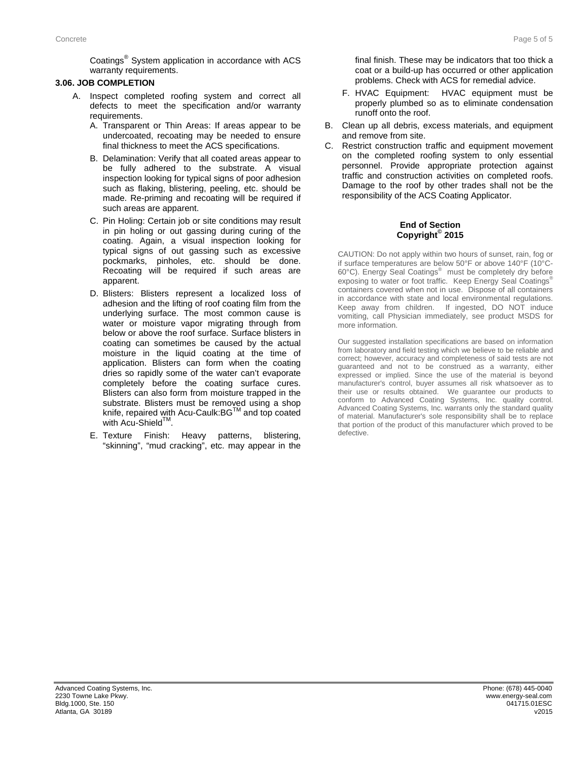Coatings® System application in accordance with ACS warranty requirements.

### 3.06. JOB COMPLETION

A. Inspect completed roofing system and correct all defects to meet the specification and/or warranty requirements.

   A. Transparent or Thin Areas: If areas appear to be undercoated, recoating may be needed to ensure final thickness to meet the ACS specifications.

   B. Delamination: Verify that all coated areas appear to be fully adhered to the substrate. A visual inspection looking for typical signs of poor adhesion such as flaking, blistering, peeling, etc. should be made. Re-priming and recoating will be required if such areas are apparent.

   C. Pin Holing: Certain job or site conditions may result in pin holing or out gassing during curing of the coating. Again, a visual inspection looking for typical signs of out gassing such as excessive pockmarks, pinholes, etc. should be done. Recoating will be required if such areas are apparent.

   D. Blisters: Blisters represent a localized loss of adhesion and the lifting of roof coating film from the underlying surface. The most common cause is water or moisture vapor migrating through from below or above the roof surface. Surface blisters in coating can sometimes be caused by the actual moisture in the liquid coating at the time of application. Blisters can form when the coating dries so rapidly some of the water can't evaporate completely before the coating surface cures. Blisters can also form from moisture trapped in the substrate. Blisters must be removed using a shop knife, repaired with Acu-Caulk:BG™ and top coated with Acu-Shield™.

   E. Texture Finish: Heavy patterns, blistering, "skinning", "mud cracking", etc. may appear in the final finish. These may be indicators that too thick a coat or a build-up has occurred or other application problems. Check with ACS for remedial advice.

   F. HVAC Equipment: HVAC equipment must be properly plumbed so as to eliminate condensation runoff onto the roof.

B. Clean up all debris, excess materials, and equipment and remove from site.

C. Restrict construction traffic and equipment movement on the completed roofing system to only essential personnel. Provide appropriate protection against traffic and construction activities on completed roofs. Damage to the roof by other trades shall not be the responsibility of the ACS Coating Applicator.

**End of Section**
**Copyright© 2015**

CAUTION: Do not apply within two hours of sunset, rain, fog or if surface temperatures are below 50°F or above 140°F (10°C-60°C). Energy Seal Coatings® must be completely dry before exposing to water or foot traffic. Keep Energy Seal Coatings® containers covered when not in use. Dispose of all containers in accordance with state and local environmental regulations. Keep away from children. If ingested, DO NOT induce vomiting, call Physician immediately, see product MSDS for more information.

Our suggested installation specifications are based on information from laboratory and field testing which we believe to be reliable and correct; however, accuracy and completeness of said tests are not guaranteed and not to be construed as a warranty, either expressed or implied. Since the use of the material is beyond manufacturer's control, buyer assumes all risk whatsoever as to their use or results obtained. We guarantee our products to conform to Advanced Coating Systems, Inc. quality control. Advanced Coating Systems, Inc. warrants only the standard quality of material. Manufacturer's sole responsibility shall be to replace that portion of the product of this manufacturer which proved to be defective.